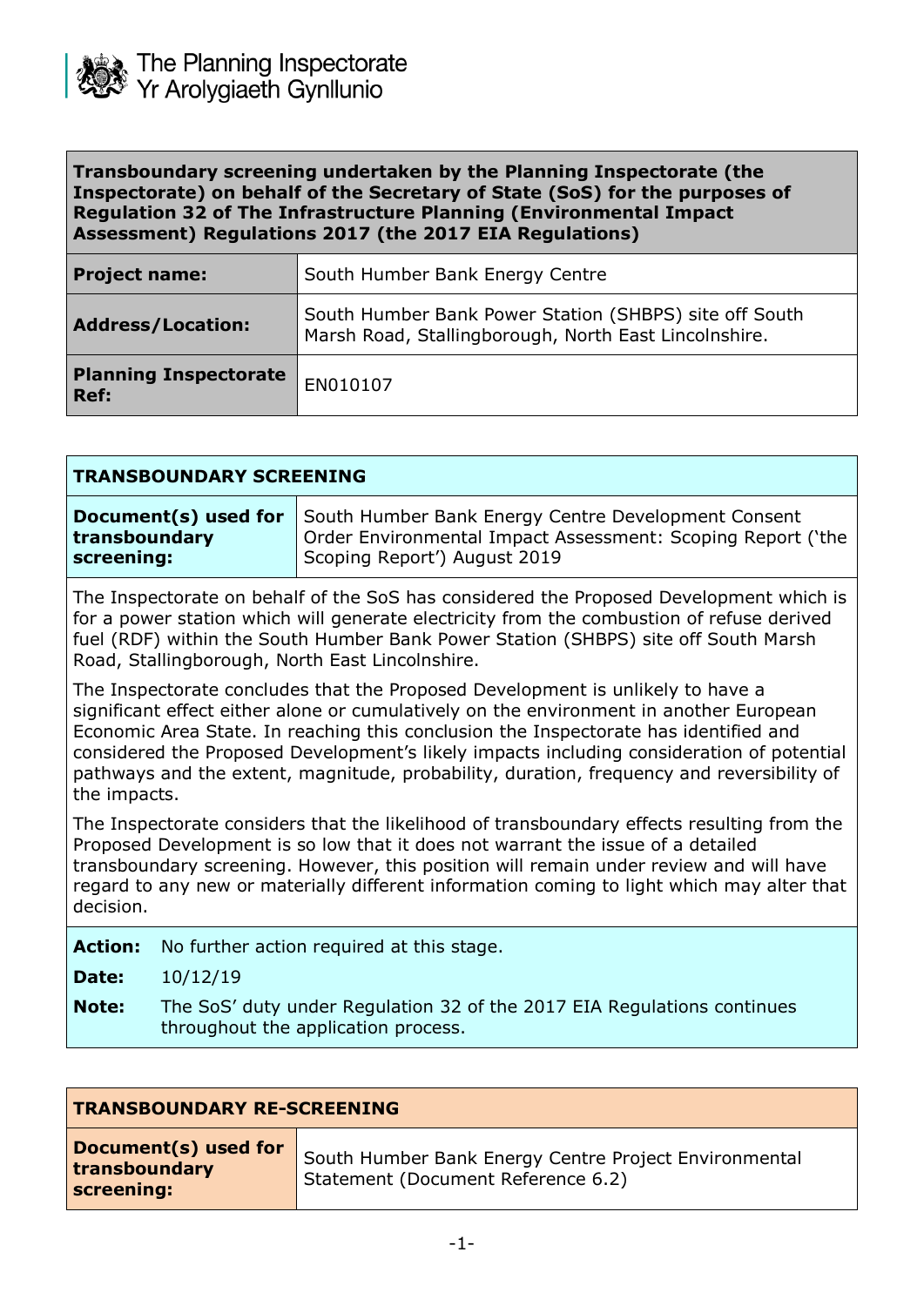The Planning Inspectorate
Yr Arolygiaeth Gynllunio

| **Transboundary screening undertaken by the Planning Inspectorate (the Inspectorate) on behalf of the Secretary of State (SoS) for the purposes of Regulation 32 of The Infrastructure Planning (Environmental Impact Assessment) Regulations 2017 (the 2017 EIA Regulations)** | |
|---|---|
| **Project name:** | South Humber Bank Energy Centre |
| **Address/Location:** | South Humber Bank Power Station (SHBPS) site off South Marsh Road, Stallingborough, North East Lincolnshire. |
| **Planning Inspectorate Ref:** | EN010107 |

## TRANSBOUNDARY SCREENING

| **Document(s) used for transboundary screening:** | South Humber Bank Energy Centre Development Consent Order Environmental Impact Assessment: Scoping Report ('the Scoping Report') August 2019 |
|---|---|

The Inspectorate on behalf of the SoS has considered the Proposed Development which is for a power station which will generate electricity from the combustion of refuse derived fuel (RDF) within the South Humber Bank Power Station (SHBPS) site off South Marsh Road, Stallingborough, North East Lincolnshire.

The Inspectorate concludes that the Proposed Development is unlikely to have a significant effect either alone or cumulatively on the environment in another European Economic Area State. In reaching this conclusion the Inspectorate has identified and considered the Proposed Development's likely impacts including consideration of potential pathways and the extent, magnitude, probability, duration, frequency and reversibility of the impacts.

The Inspectorate considers that the likelihood of transboundary effects resulting from the Proposed Development is so low that it does not warrant the issue of a detailed transboundary screening. However, this position will remain under review and will have regard to any new or materially different information coming to light which may alter that decision.

**Action:** No further action required at this stage.

**Date:** 10/12/19

**Note:** The SoS' duty under Regulation 32 of the 2017 EIA Regulations continues throughout the application process.

## TRANSBOUNDARY RE-SCREENING

| **Document(s) used for transboundary screening:** | South Humber Bank Energy Centre Project Environmental Statement (Document Reference 6.2) |
|---|---|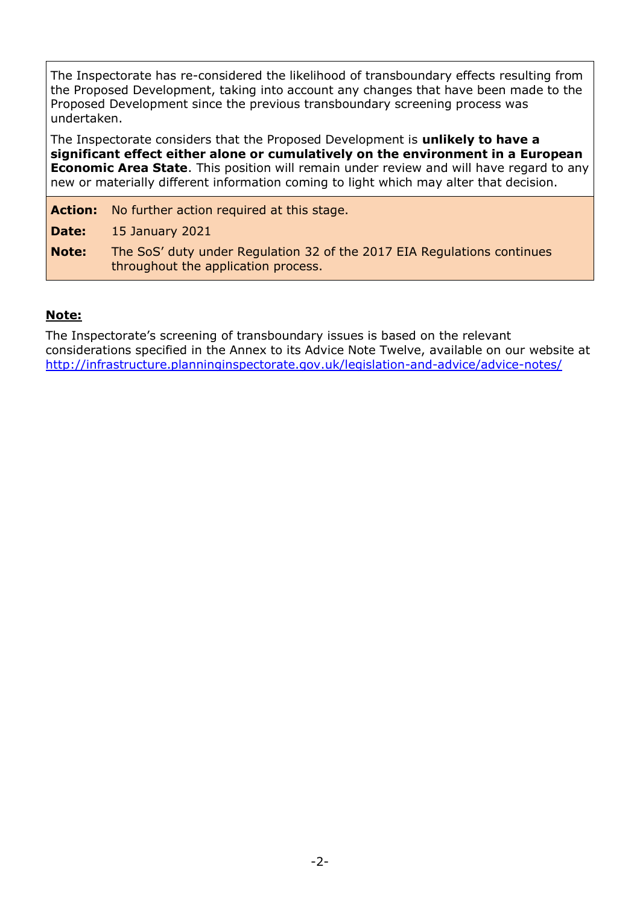The Inspectorate has re-considered the likelihood of transboundary effects resulting from the Proposed Development, taking into account any changes that have been made to the Proposed Development since the previous transboundary screening process was undertaken.

The Inspectorate considers that the Proposed Development is **unlikely to have a significant effect either alone or cumulatively on the environment in a European Economic Area State**. This position will remain under review and will have regard to any new or materially different information coming to light which may alter that decision.

| | |
|---|---|
| **Action:** | No further action required at this stage. |
| **Date:** | 15 January 2021 |
| **Note:** | The SoS' duty under Regulation 32 of the 2017 EIA Regulations continues throughout the application process. |

**Note:**

The Inspectorate's screening of transboundary issues is based on the relevant considerations specified in the Annex to its Advice Note Twelve, available on our website at http://infrastructure.planninginspectorate.gov.uk/legislation-and-advice/advice-notes/